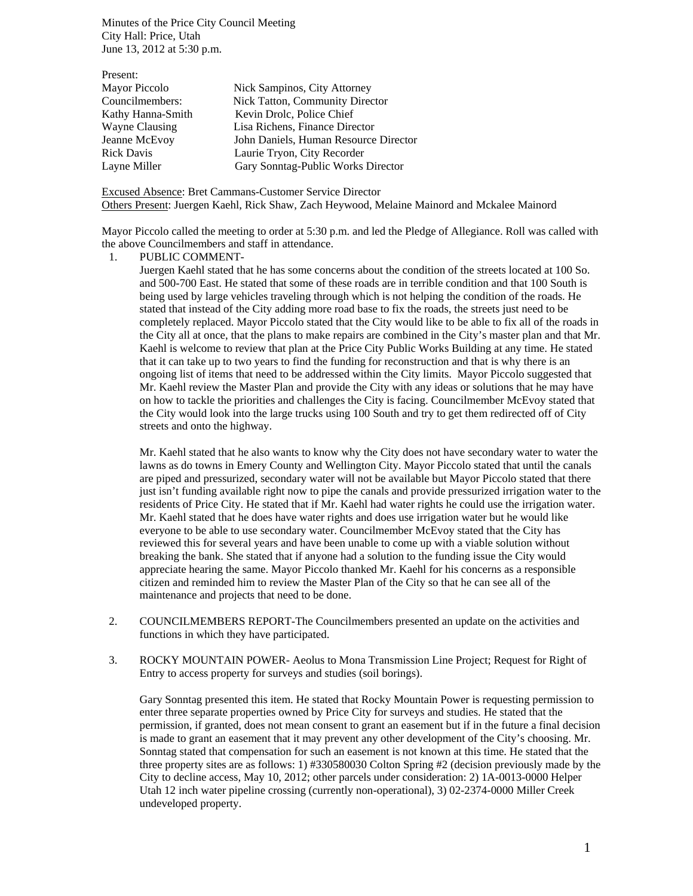Minutes of the Price City Council Meeting
City Hall: Price, Utah
June 13, 2012 at 5:30 p.m.

Present:

| | |
|---|---|
| Mayor Piccolo | Nick Sampinos, City Attorney |
| Councilmembers: | Nick Tatton, Community Director |
| Kathy Hanna-Smith | Kevin Drolc, Police Chief |
| Wayne Clausing | Lisa Richens, Finance Director |
| Jeanne McEvoy | John Daniels, Human Resource Director |
| Rick Davis | Laurie Tryon, City Recorder |
| Layne Miller | Gary Sonntag-Public Works Director |

Excused Absence: Bret Cammans-Customer Service Director
Others Present: Juergen Kaehl, Rick Shaw, Zach Heywood, Melaine Mainord and Mckalee Mainord

Mayor Piccolo called the meeting to order at 5:30 p.m. and led the Pledge of Allegiance. Roll was called with the above Councilmembers and staff in attendance.

1. PUBLIC COMMENT-
   Juergen Kaehl stated that he has some concerns about the condition of the streets located at 100 So. and 500-700 East. He stated that some of these roads are in terrible condition and that 100 South is being used by large vehicles traveling through which is not helping the condition of the roads. He stated that instead of the City adding more road base to fix the roads, the streets just need to be completely replaced. Mayor Piccolo stated that the City would like to be able to fix all of the roads in the City all at once, that the plans to make repairs are combined in the City's master plan and that Mr. Kaehl is welcome to review that plan at the Price City Public Works Building at any time. He stated that it can take up to two years to find the funding for reconstruction and that is why there is an ongoing list of items that need to be addressed within the City limits. Mayor Piccolo suggested that Mr. Kaehl review the Master Plan and provide the City with any ideas or solutions that he may have on how to tackle the priorities and challenges the City is facing. Councilmember McEvoy stated that the City would look into the large trucks using 100 South and try to get them redirected off of City streets and onto the highway.

   Mr. Kaehl stated that he also wants to know why the City does not have secondary water to water the lawns as do towns in Emery County and Wellington City. Mayor Piccolo stated that until the canals are piped and pressurized, secondary water will not be available but Mayor Piccolo stated that there just isn't funding available right now to pipe the canals and provide pressurized irrigation water to the residents of Price City. He stated that if Mr. Kaehl had water rights he could use the irrigation water. Mr. Kaehl stated that he does have water rights and does use irrigation water but he would like everyone to be able to use secondary water. Councilmember McEvoy stated that the City has reviewed this for several years and have been unable to come up with a viable solution without breaking the bank. She stated that if anyone had a solution to the funding issue the City would appreciate hearing the same. Mayor Piccolo thanked Mr. Kaehl for his concerns as a responsible citizen and reminded him to review the Master Plan of the City so that he can see all of the maintenance and projects that need to be done.

2. COUNCILMEMBERS REPORT-The Councilmembers presented an update on the activities and functions in which they have participated.

3. ROCKY MOUNTAIN POWER- Aeolus to Mona Transmission Line Project; Request for Right of Entry to access property for surveys and studies (soil borings).

   Gary Sonntag presented this item. He stated that Rocky Mountain Power is requesting permission to enter three separate properties owned by Price City for surveys and studies. He stated that the permission, if granted, does not mean consent to grant an easement but if in the future a final decision is made to grant an easement that it may prevent any other development of the City's choosing. Mr. Sonntag stated that compensation for such an easement is not known at this time. He stated that the three property sites are as follows: 1) #330580030 Colton Spring #2 (decision previously made by the City to decline access, May 10, 2012; other parcels under consideration: 2) 1A-0013-0000 Helper Utah 12 inch water pipeline crossing (currently non-operational), 3) 02-2374-0000 Miller Creek undeveloped property.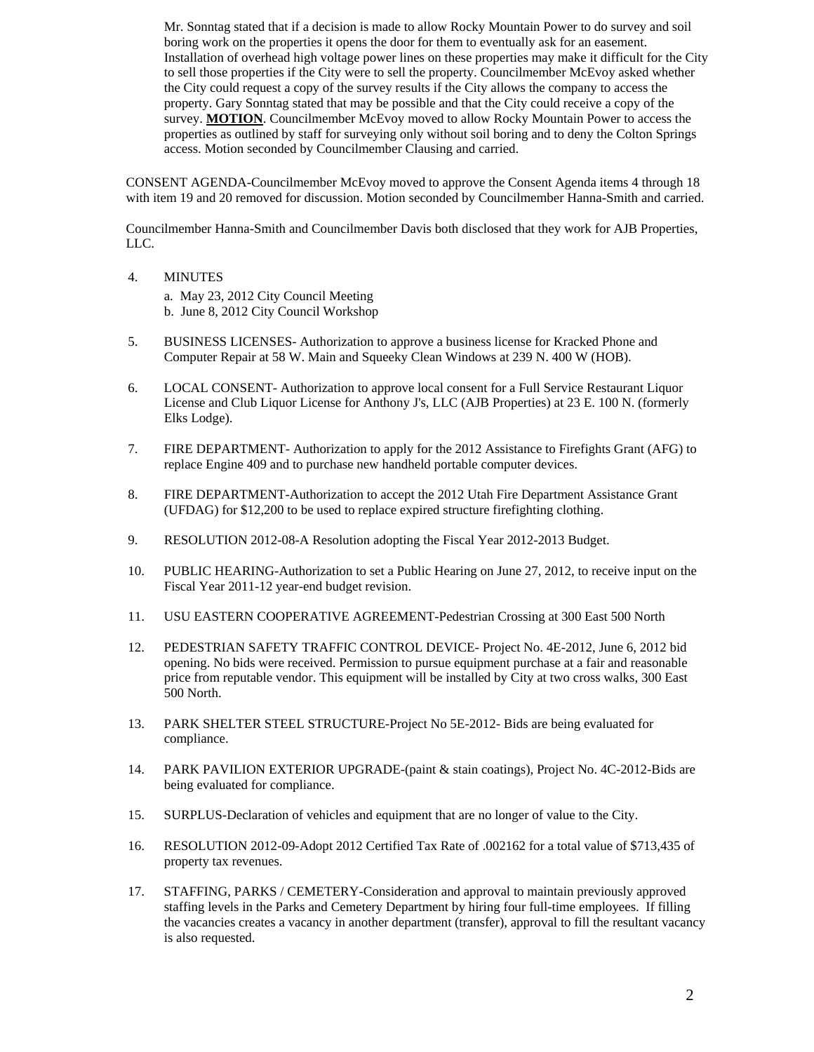Mr. Sonntag stated that if a decision is made to allow Rocky Mountain Power to do survey and soil boring work on the properties it opens the door for them to eventually ask for an easement. Installation of overhead high voltage power lines on these properties may make it difficult for the City to sell those properties if the City were to sell the property. Councilmember McEvoy asked whether the City could request a copy of the survey results if the City allows the company to access the property. Gary Sonntag stated that may be possible and that the City could receive a copy of the survey. **MOTION**. Councilmember McEvoy moved to allow Rocky Mountain Power to access the properties as outlined by staff for surveying only without soil boring and to deny the Colton Springs access. Motion seconded by Councilmember Clausing and carried.

CONSENT AGENDA-Councilmember McEvoy moved to approve the Consent Agenda items 4 through 18 with item 19 and 20 removed for discussion. Motion seconded by Councilmember Hanna-Smith and carried.

Councilmember Hanna-Smith and Councilmember Davis both disclosed that they work for AJB Properties, LLC.

4. MINUTES
   a. May 23, 2012 City Council Meeting
   b. June 8, 2012 City Council Workshop

5. BUSINESS LICENSES- Authorization to approve a business license for Kracked Phone and Computer Repair at 58 W. Main and Squeeky Clean Windows at 239 N. 400 W (HOB).

6. LOCAL CONSENT- Authorization to approve local consent for a Full Service Restaurant Liquor License and Club Liquor License for Anthony J's, LLC (AJB Properties) at 23 E. 100 N. (formerly Elks Lodge).

7. FIRE DEPARTMENT- Authorization to apply for the 2012 Assistance to Firefights Grant (AFG) to replace Engine 409 and to purchase new handheld portable computer devices.

8. FIRE DEPARTMENT-Authorization to accept the 2012 Utah Fire Department Assistance Grant (UFDAG) for $12,200 to be used to replace expired structure firefighting clothing.

9. RESOLUTION 2012-08-A Resolution adopting the Fiscal Year 2012-2013 Budget.

10. PUBLIC HEARING-Authorization to set a Public Hearing on June 27, 2012, to receive input on the Fiscal Year 2011-12 year-end budget revision.

11. USU EASTERN COOPERATIVE AGREEMENT-Pedestrian Crossing at 300 East 500 North

12. PEDESTRIAN SAFETY TRAFFIC CONTROL DEVICE- Project No. 4E-2012, June 6, 2012 bid opening. No bids were received. Permission to pursue equipment purchase at a fair and reasonable price from reputable vendor. This equipment will be installed by City at two cross walks, 300 East 500 North.

13. PARK SHELTER STEEL STRUCTURE-Project No 5E-2012- Bids are being evaluated for compliance.

14. PARK PAVILION EXTERIOR UPGRADE-(paint & stain coatings), Project No. 4C-2012-Bids are being evaluated for compliance.

15. SURPLUS-Declaration of vehicles and equipment that are no longer of value to the City.

16. RESOLUTION 2012-09-Adopt 2012 Certified Tax Rate of .002162 for a total value of $713,435 of property tax revenues.

17. STAFFING, PARKS / CEMETERY-Consideration and approval to maintain previously approved staffing levels in the Parks and Cemetery Department by hiring four full-time employees. If filling the vacancies creates a vacancy in another department (transfer), approval to fill the resultant vacancy is also requested.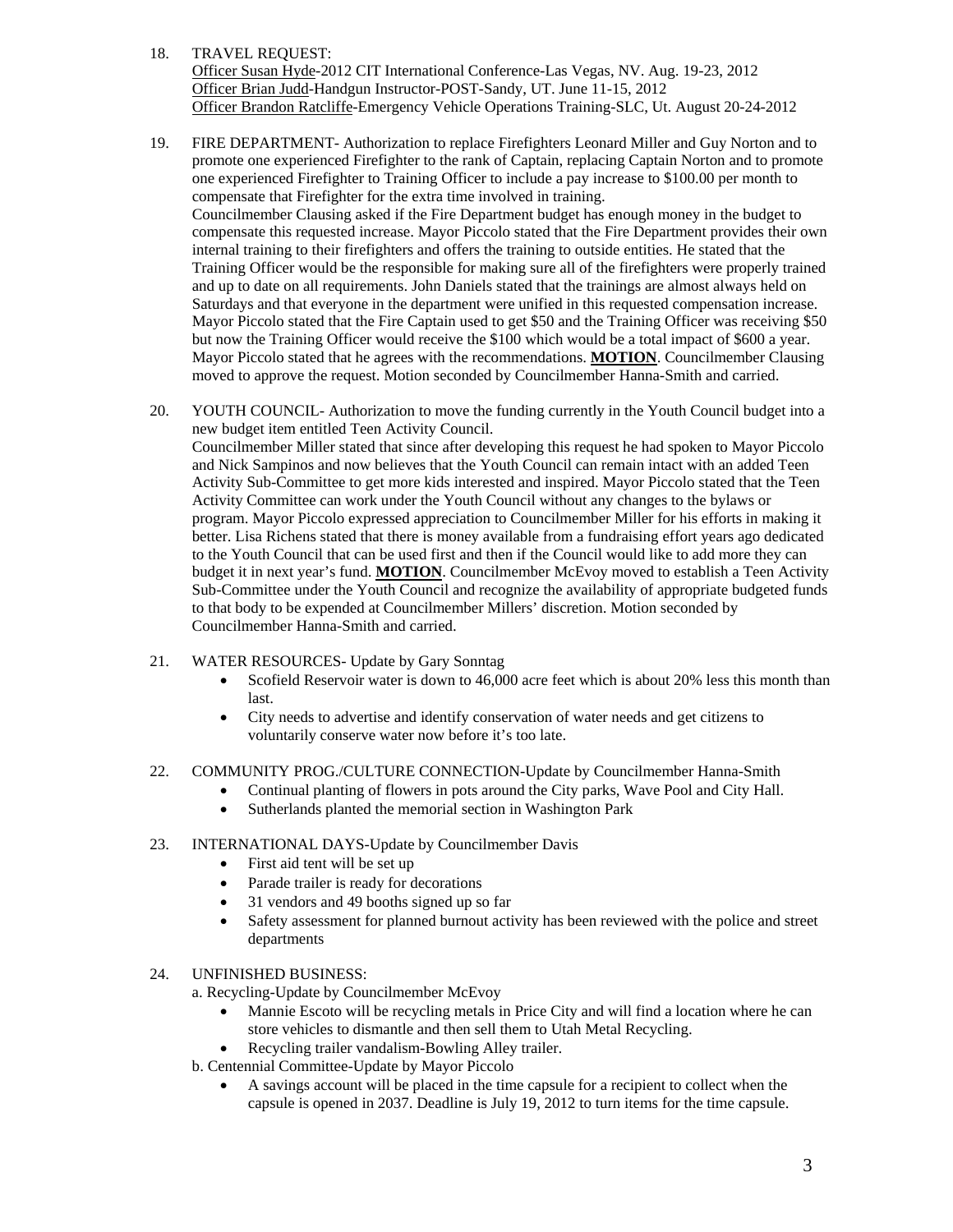18. TRAVEL REQUEST:
    Officer Susan Hyde-2012 CIT International Conference-Las Vegas, NV. Aug. 19-23, 2012
    Officer Brian Judd-Handgun Instructor-POST-Sandy, UT. June 11-15, 2012
    Officer Brandon Ratcliffe-Emergency Vehicle Operations Training-SLC, Ut. August 20-24-2012

19. FIRE DEPARTMENT- Authorization to replace Firefighters Leonard Miller and Guy Norton and to promote one experienced Firefighter to the rank of Captain, replacing Captain Norton and to promote one experienced Firefighter to Training Officer to include a pay increase to $100.00 per month to compensate that Firefighter for the extra time involved in training.
    Councilmember Clausing asked if the Fire Department budget has enough money in the budget to compensate this requested increase. Mayor Piccolo stated that the Fire Department provides their own internal training to their firefighters and offers the training to outside entities. He stated that the Training Officer would be the responsible for making sure all of the firefighters were properly trained and up to date on all requirements. John Daniels stated that the trainings are almost always held on Saturdays and that everyone in the department were unified in this requested compensation increase. Mayor Piccolo stated that the Fire Captain used to get $50 and the Training Officer was receiving $50 but now the Training Officer would receive the $100 which would be a total impact of $600 a year. Mayor Piccolo stated that he agrees with the recommendations. **MOTION**. Councilmember Clausing moved to approve the request. Motion seconded by Councilmember Hanna-Smith and carried.

20. YOUTH COUNCIL- Authorization to move the funding currently in the Youth Council budget into a new budget item entitled Teen Activity Council.
    Councilmember Miller stated that since after developing this request he had spoken to Mayor Piccolo and Nick Sampinos and now believes that the Youth Council can remain intact with an added Teen Activity Sub-Committee to get more kids interested and inspired. Mayor Piccolo stated that the Teen Activity Committee can work under the Youth Council without any changes to the bylaws or program. Mayor Piccolo expressed appreciation to Councilmember Miller for his efforts in making it better. Lisa Richens stated that there is money available from a fundraising effort years ago dedicated to the Youth Council that can be used first and then if the Council would like to add more they can budget it in next year's fund. **MOTION**. Councilmember McEvoy moved to establish a Teen Activity Sub-Committee under the Youth Council and recognize the availability of appropriate budgeted funds to that body to be expended at Councilmember Millers' discretion. Motion seconded by Councilmember Hanna-Smith and carried.

21. WATER RESOURCES- Update by Gary Sonntag
    - Scofield Reservoir water is down to 46,000 acre feet which is about 20% less this month than last.
    - City needs to advertise and identify conservation of water needs and get citizens to voluntarily conserve water now before it's too late.

22. COMMUNITY PROG./CULTURE CONNECTION-Update by Councilmember Hanna-Smith
    - Continual planting of flowers in pots around the City parks, Wave Pool and City Hall.
    - Sutherlands planted the memorial section in Washington Park

23. INTERNATIONAL DAYS-Update by Councilmember Davis
    - First aid tent will be set up
    - Parade trailer is ready for decorations
    - 31 vendors and 49 booths signed up so far
    - Safety assessment for planned burnout activity has been reviewed with the police and street departments

24. UNFINISHED BUSINESS:
    a. Recycling-Update by Councilmember McEvoy
    - Mannie Escoto will be recycling metals in Price City and will find a location where he can store vehicles to dismantle and then sell them to Utah Metal Recycling.
    - Recycling trailer vandalism-Bowling Alley trailer.

    b. Centennial Committee-Update by Mayor Piccolo
    - A savings account will be placed in the time capsule for a recipient to collect when the capsule is opened in 2037. Deadline is July 19, 2012 to turn items for the time capsule.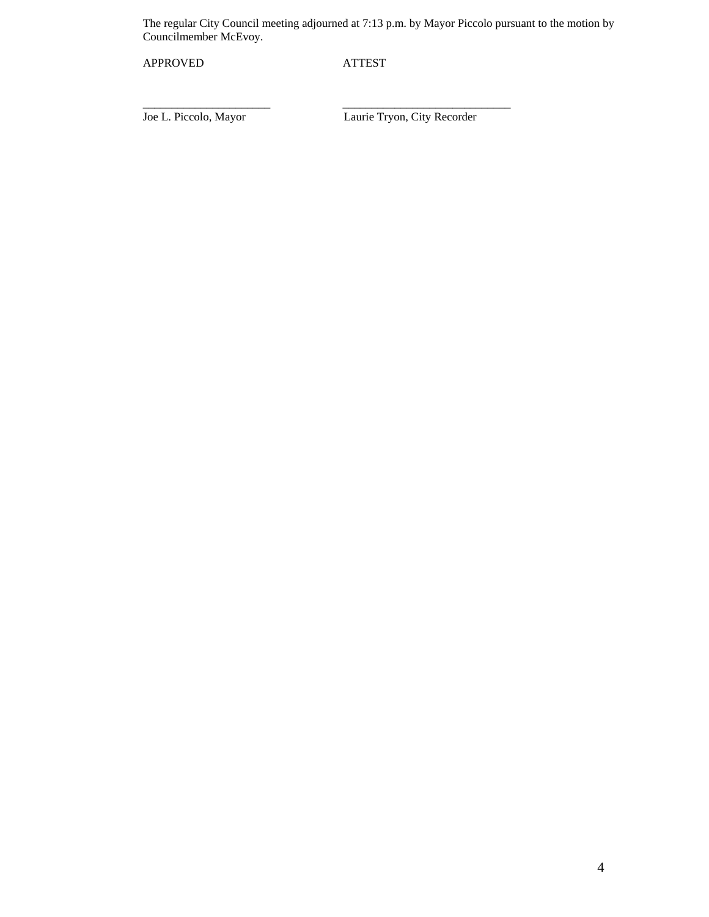The regular City Council meeting adjourned at 7:13 p.m. by Mayor Piccolo pursuant to the motion by Councilmember McEvoy.

APPROVED ATTEST

______________________ ______________________________

Joe L. Piccolo, Mayor Laurie Tryon, City Recorder